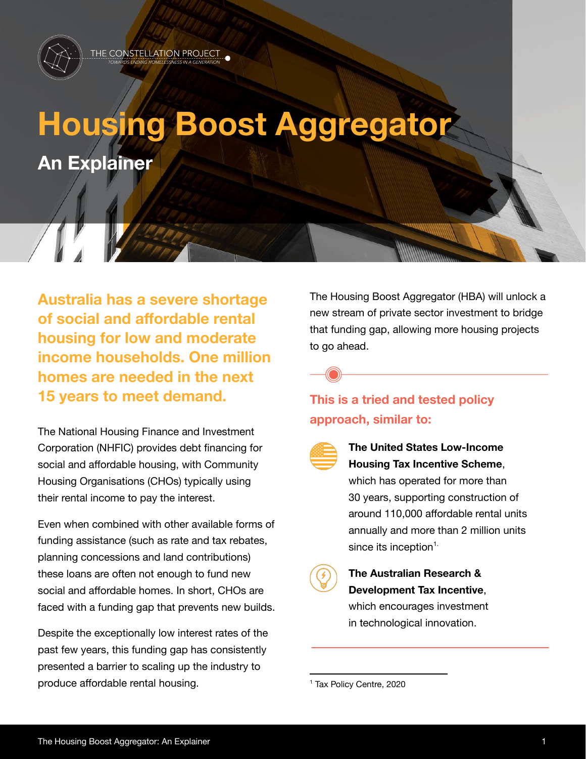THE CONSTELLATION PROJECT
TOWARDS ENDING HOMELESSNESS IN A GENERATION

# Housing Boost Aggregator

## An Explainer

**Australia has a severe shortage of social and affordable rental housing for low and moderate income households. One million homes are needed in the next 15 years to meet demand.**

The National Housing Finance and Investment Corporation (NHFIC) provides debt financing for social and affordable housing, with Community Housing Organisations (CHOs) typically using their rental income to pay the interest.

Even when combined with other available forms of funding assistance (such as rate and tax rebates, planning concessions and land contributions) these loans are often not enough to fund new social and affordable homes. In short, CHOs are faced with a funding gap that prevents new builds.

Despite the exceptionally low interest rates of the past few years, this funding gap has consistently presented a barrier to scaling up the industry to produce affordable rental housing.

The Housing Boost Aggregator (HBA) will unlock a new stream of private sector investment to bridge that funding gap, allowing more housing projects to go ahead.

### This is a tried and tested policy approach, similar to:

- **The United States Low-Income Housing Tax Incentive Scheme**, which has operated for more than 30 years, supporting construction of around 110,000 affordable rental units annually and more than 2 million units since its inception[1].
- **The Australian Research & Development Tax Incentive**, which encourages investment in technological innovation.

[1] Tax Policy Centre, 2020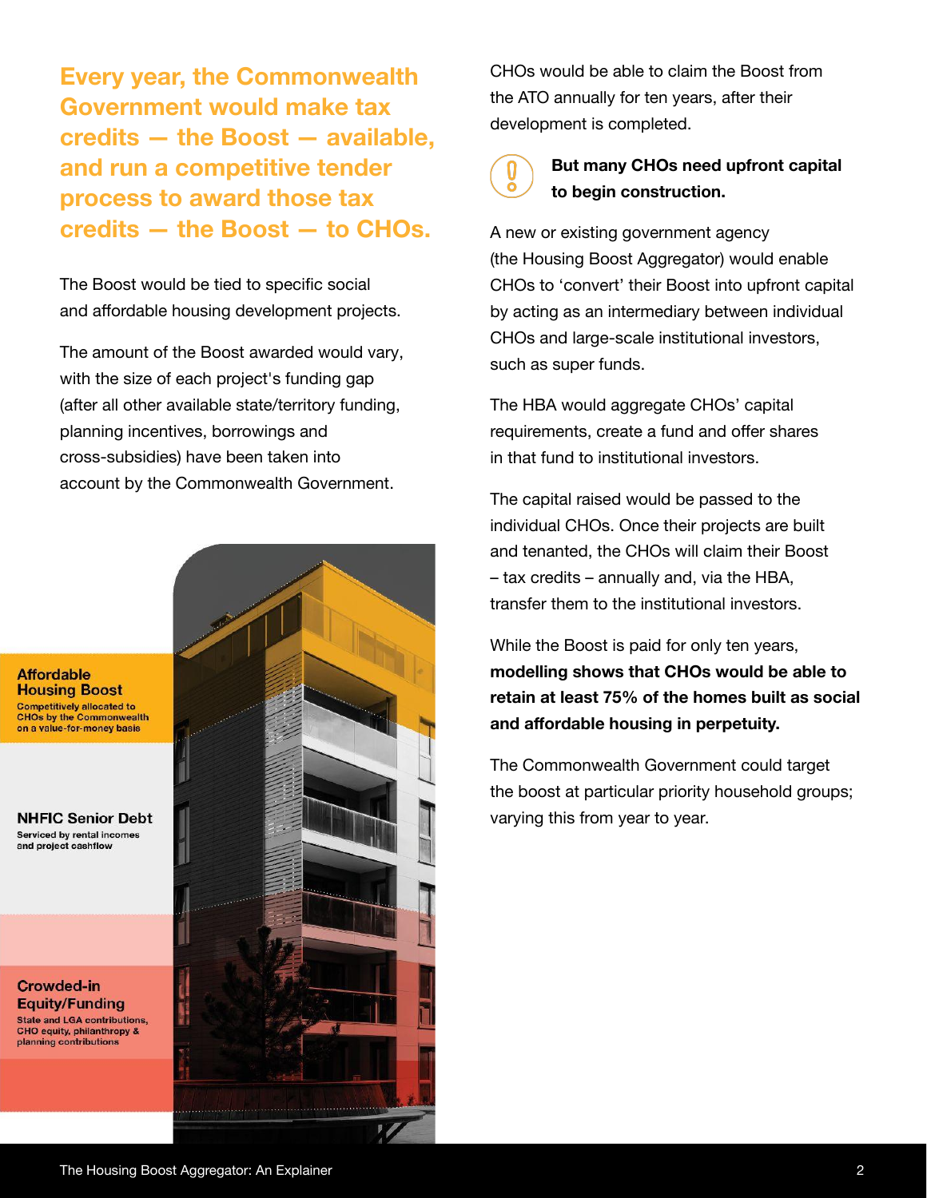**Every year, the Commonwealth Government would make tax credits — the Boost — available, and run a competitive tender process to award those tax credits — the Boost — to CHOs.**

The Boost would be tied to specific social and affordable housing development projects.

The amount of the Boost awarded would vary, with the size of each project's funding gap (after all other available state/territory funding, planning incentives, borrowings and cross-subsidies) have been taken into account by the Commonwealth Government.

**Affordable Housing Boost**
Competitively allocated to CHOs by the Commonwealth on a value-for-money basis

**NHFIC Senior Debt**
Serviced by rental incomes and project cashflow

**Crowded-in Equity/Funding**
State and LGA contributions, CHO equity, philanthropy & planning contributions

CHOs would be able to claim the Boost from the ATO annually for ten years, after their development is completed.

**But many CHOs need upfront capital to begin construction.**

A new or existing government agency (the Housing Boost Aggregator) would enable CHOs to 'convert' their Boost into upfront capital by acting as an intermediary between individual CHOs and large-scale institutional investors, such as super funds.

The HBA would aggregate CHOs' capital requirements, create a fund and offer shares in that fund to institutional investors.

The capital raised would be passed to the individual CHOs. Once their projects are built and tenanted, the CHOs will claim their Boost – tax credits – annually and, via the HBA, transfer them to the institutional investors.

While the Boost is paid for only ten years, **modelling shows that CHOs would be able to retain at least 75% of the homes built as social and affordable housing in perpetuity.**

The Commonwealth Government could target the boost at particular priority household groups; varying this from year to year.